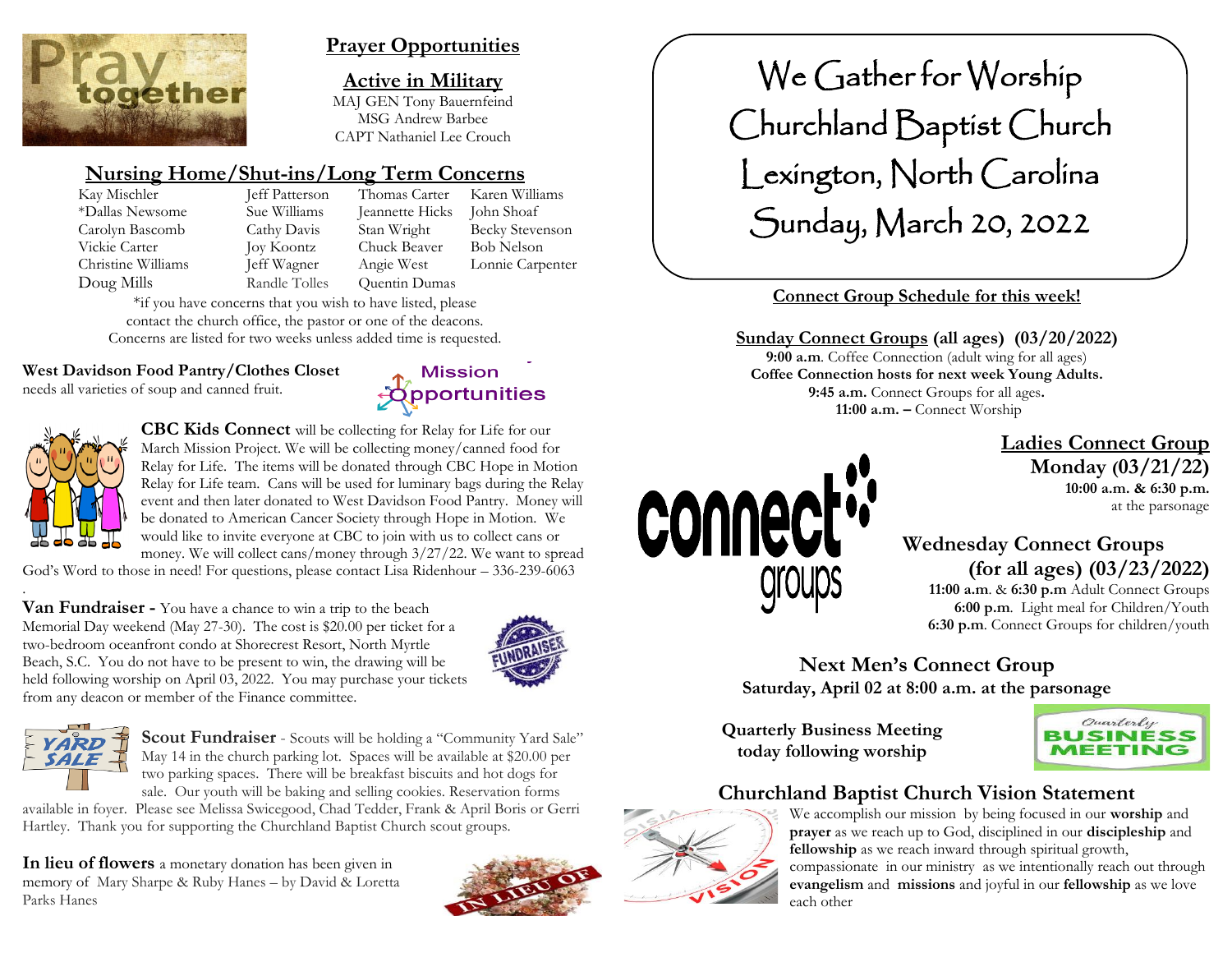## Prayer Opportunities

### Active in Military

MAJ GEN Tony Bauernfeind
MSG Andrew Barbee
CAPT Nathaniel Lee Crouch

### Nursing Home/Shut-ins/Long Term Concerns

| | | | |
|---|---|---|---|
| Kay Mischler | Jeff Patterson | Thomas Carter | Karen Williams |
| *Dallas Newsome | Sue Williams | Jeannette Hicks | John Shoaf |
| Carolyn Bascomb | Cathy Davis | Stan Wright | Becky Stevenson |
| Vickie Carter | Joy Koontz | Chuck Beaver | Bob Nelson |
| Christine Williams | Jeff Wagner | Angie West | Lonnie Carpenter |
| Doug Mills | Randle Tolles | Quentin Dumas | |

*if you have concerns that you wish to have listed, please contact the church office, the pastor or one of the deacons. Concerns are listed for two weeks unless added time is requested.

### Mission Opportunities

**West Davidson Food Pantry/Clothes Closet** needs all varieties of soup and canned fruit.

**CBC Kids Connect** will be collecting for Relay for Life for our March Mission Project. We will be collecting money/canned food for Relay for Life. The items will be donated through CBC Hope in Motion Relay for Life team. Cans will be used for luminary bags during the Relay event and then later donated to West Davidson Food Pantry. Money will be donated to American Cancer Society through Hope in Motion. We would like to invite everyone at CBC to join with us to collect cans or money. We will collect cans/money through 3/27/22. We want to spread God's Word to those in need! For questions, please contact Lisa Ridenhour – 336-239-6063

**Van Fundraiser -** You have a chance to win a trip to the beach Memorial Day weekend (May 27-30). The cost is $20.00 per ticket for a two-bedroom oceanfront condo at Shorecrest Resort, North Myrtle Beach, S.C. You do not have to be present to win, the drawing will be held following worship on April 03, 2022. You may purchase your tickets from any deacon or member of the Finance committee.

**Scout Fundraiser** - Scouts will be holding a "Community Yard Sale" May 14 in the church parking lot. Spaces will be available at $20.00 per two parking spaces. There will be breakfast biscuits and hot dogs for sale. Our youth will be baking and selling cookies. Reservation forms available in foyer. Please see Melissa Swicegood, Chad Tedder, Frank & April Boris or Gerri Hartley. Thank you for supporting the Churchland Baptist Church scout groups.

**In lieu of flowers** a monetary donation has been given in memory of Mary Sharpe & Ruby Hanes – by David & Loretta Parks Hanes

# We Gather for Worship
# Churchland Baptist Church
# Lexington, North Carolina
# Sunday, March 20, 2022

## Connect Group Schedule for this week!

**Sunday Connect Groups (all ages) (03/20/2022)**
**9:00 a.m**. Coffee Connection (adult wing for all ages)
**Coffee Connection hosts for next week Young Adults.**
**9:45 a.m.** Connect Groups for all ages**.**
**11:00 a.m. –** Connect Worship

**Ladies Connect Group**
**Monday (03/21/22)**
**10:00 a.m. & 6:30 p.m.**
at the parsonage

**Wednesday Connect Groups (for all ages) (03/23/2022)**
**11:00 a.m**. & **6:30 p.m** Adult Connect Groups
**6:00 p.m**. Light meal for Children/Youth
**6:30 p.m**. Connect Groups for children/youth

**Next Men's Connect Group**
**Saturday, April 02 at 8:00 a.m. at the parsonage**

**Quarterly Business Meeting today following worship**

## Churchland Baptist Church Vision Statement

We accomplish our mission by being focused in our **worship** and **prayer** as we reach up to God, disciplined in our **discipleship** and **fellowship** as we reach inward through spiritual growth, compassionate in our ministry as we intentionally reach out through **evangelism** and **missions** and joyful in our **fellowship** as we love each other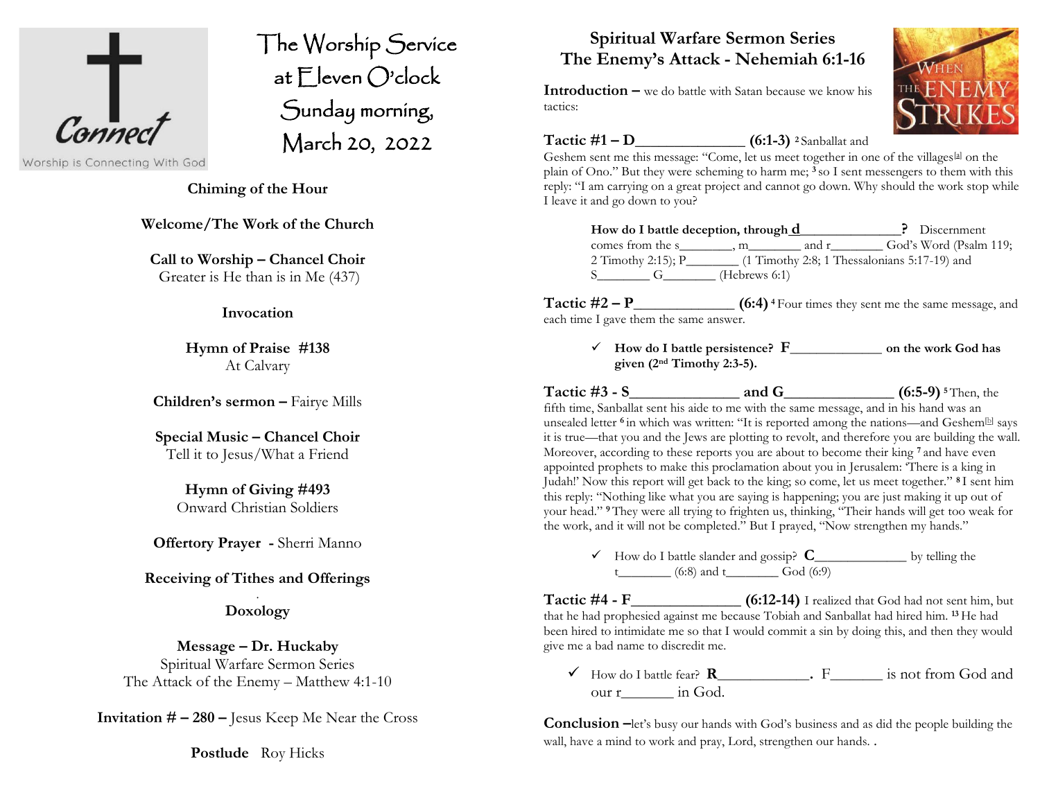# The Worship Service at Eleven O'clock Sunday morning, March 20, 2022

Connect
Worship is Connecting With God

**Chiming of the Hour**

**Welcome/The Work of the Church**

**Call to Worship – Chancel Choir**
Greater is He than is in Me (437)

**Invocation**

**Hymn of Praise #138**
At Calvary

**Children's sermon –** Fairye Mills

**Special Music – Chancel Choir**
Tell it to Jesus/What a Friend

**Hymn of Giving #493**
Onward Christian Soldiers

**Offertory Prayer -** Sherri Manno

**Receiving of Tithes and Offerings**

**Doxology**

**Message – Dr. Huckaby**
Spiritual Warfare Sermon Series
The Attack of the Enemy – Matthew 4:1-10

**Invitation # – 280 –** Jesus Keep Me Near the Cross

**Postlude** Roy Hicks

## Spiritual Warfare Sermon Series
## The Enemy's Attack - Nehemiah 6:1-16

WHEN THE ENEMY STRIKES

**Introduction –** we do battle with Satan because we know his tactics:

**Tactic #1 – D______________ (6:1-3)** [2] Sanballat and Geshem sent me this message: "Come, let us meet together in one of the villages[a] on the plain of Ono." But they were scheming to harm me; [3] so I sent messengers to them with this reply: "I am carrying on a great project and cannot go down. Why should the work stop while I leave it and go down to you?

**How do I battle deception, through d______________?** Discernment comes from the s________, m________ and r________ God's Word (Psalm 119; 2 Timothy 2:15); P________ (1 Timothy 2:8; 1 Thessalonians 5:17-19) and S________ G________ (Hebrews 6:1)

**Tactic #2 – P_____________ (6:4)** [4] Four times they sent me the same message, and each time I gave them the same answer.

- ✓ **How do I battle persistence? F_____________ on the work God has given (2nd Timothy 2:3-5).**

**Tactic #3 - S______________ and G______________ (6:5-9)** [5] Then, the fifth time, Sanballat sent his aide to me with the same message, and in his hand was an unsealed letter [6] in which was written: "It is reported among the nations—and Geshem[b] says it is true—that you and the Jews are plotting to revolt, and therefore you are building the wall. Moreover, according to these reports you are about to become their king [7] and have even appointed prophets to make this proclamation about you in Jerusalem: 'There is a king in Judah!' Now this report will get back to the king; so come, let us meet together." [8] I sent him this reply: "Nothing like what you are saying is happening; you are just making it up out of your head." [9] They were all trying to frighten us, thinking, "Their hands will get too weak for the work, and it will not be completed." But I prayed, "Now strengthen my hands."

- ✓ How do I battle slander and gossip? **C**_____________ by telling the t________ (6:8) and t________ God (6:9)

**Tactic #4 - F______________ (6:12-14)** I realized that God had not sent him, but that he had prophesied against me because Tobiah and Sanballat had hired him. [13] He had been hired to intimidate me so that I would commit a sin by doing this, and then they would give me a bad name to discredit me.

- ✓ How do I battle fear? **R_____________.** F_______ is not from God and our r_______ in God.

**Conclusion –**let's busy our hands with God's business and as did the people building the wall, have a mind to work and pray, Lord, strengthen our hands. .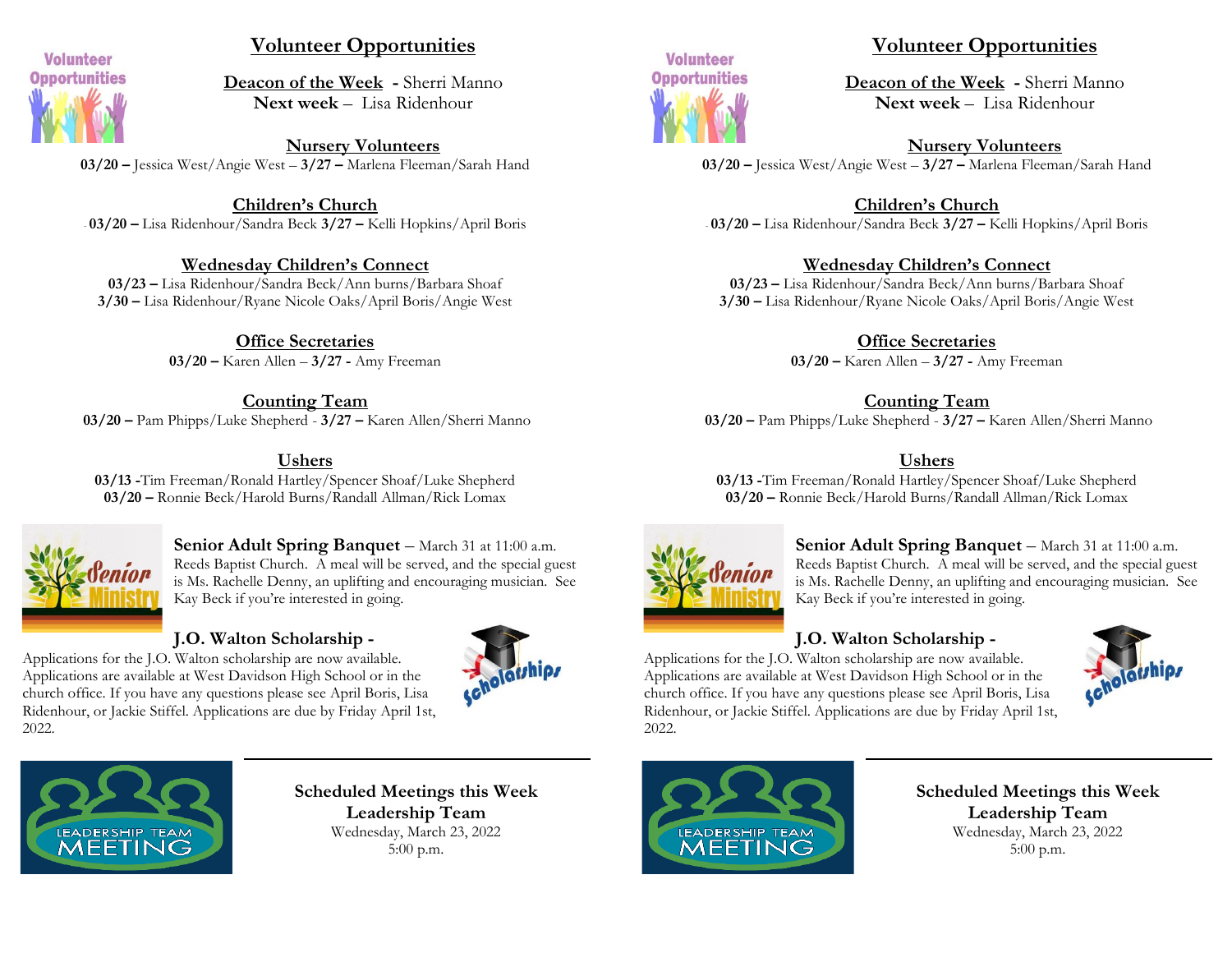## Volunteer Opportunities

**Deacon of the Week** - Sherri Manno
**Next week** – Lisa Ridenhour

**Nursery Volunteers**
**03/20 –** Jessica West/Angie West – **3/27 –** Marlena Fleeman/Sarah Hand

**Children's Church**
**03/20 –** Lisa Ridenhour/Sandra Beck **3/27 –** Kelli Hopkins/April Boris

**Wednesday Children's Connect**
**03/23 –** Lisa Ridenhour/Sandra Beck/Ann burns/Barbara Shoaf
**3/30 –** Lisa Ridenhour/Ryane Nicole Oaks/April Boris/Angie West

**Office Secretaries**
**03/20 –** Karen Allen – **3/27 -** Amy Freeman

**Counting Team**
**03/20 –** Pam Phipps/Luke Shepherd - **3/27 –** Karen Allen/Sherri Manno

**Ushers**
**03/13 -**Tim Freeman/Ronald Hartley/Spencer Shoaf/Luke Shepherd
**03/20 –** Ronnie Beck/Harold Burns/Randall Allman/Rick Lomax

**Senior Adult Spring Banquet** – March 31 at 11:00 a.m. Reeds Baptist Church. A meal will be served, and the special guest is Ms. Rachelle Denny, an uplifting and encouraging musician. See Kay Beck if you're interested in going.

**J.O. Walton Scholarship -**
Applications for the J.O. Walton scholarship are now available. Applications are available at West Davidson High School or in the church office. If you have any questions please see April Boris, Lisa Ridenhour, or Jackie Stiffel. Applications are due by Friday April 1st, 2022.

**Scheduled Meetings this Week**
**Leadership Team**
Wednesday, March 23, 2022
5:00 p.m.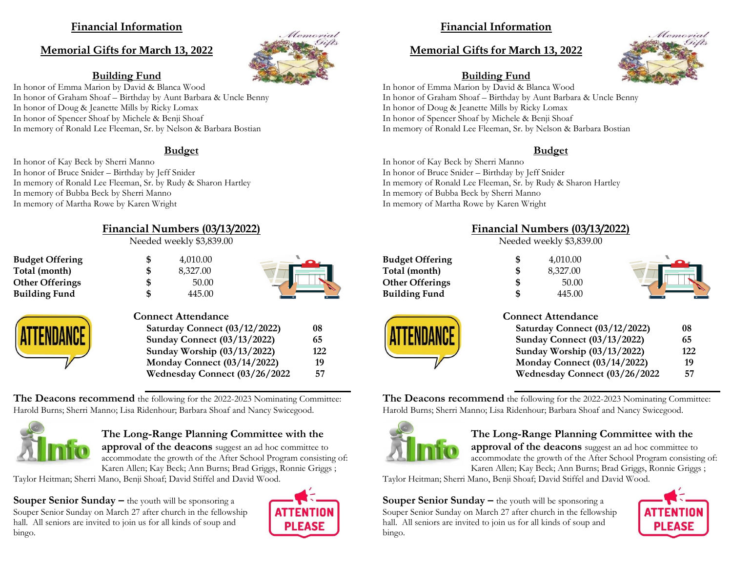## Financial Information

## Memorial Gifts for March 13, 2022

### Building Fund

In honor of Emma Marion by David & Blanca Wood
In honor of Graham Shoaf – Birthday by Aunt Barbara & Uncle Benny
In honor of Doug & Jeanette Mills by Ricky Lomax
In honor of Spencer Shoaf by Michele & Benji Shoaf
In memory of Ronald Lee Fleeman, Sr. by Nelson & Barbara Bostian

### Budget

In honor of Kay Beck by Sherri Manno
In honor of Bruce Snider – Birthday by Jeff Snider
In memory of Ronald Lee Fleeman, Sr. by Rudy & Sharon Hartley
In memory of Bubba Beck by Sherri Manno
In memory of Martha Rowe by Karen Wright

### Financial Numbers (03/13/2022)

Needed weekly $3,839.00

| | | |
|---|---|---|
| **Budget Offering** | $ | 4,010.00 |
| **Total (month)** | $ | 8,327.00 |
| **Other Offerings** | $ | 50.00 |
| **Building Fund** | $ | 445.00 |

**Connect Attendance**

| | |
|---|---|
| **Saturday Connect (03/12/2022)** | **08** |
| **Sunday Connect (03/13/2022)** | **65** |
| **Sunday Worship (03/13/2022)** | **122** |
| **Monday Connect (03/14/2022)** | **19** |
| **Wednesday Connect (03/26/2022** | **57** |

**The Deacons recommend** the following for the 2022-2023 Nominating Committee: Harold Burns; Sherri Manno; Lisa Ridenhour; Barbara Shoaf and Nancy Swicegood.

**The Long-Range Planning Committee with the approval of the deacons** suggest an ad hoc committee to accommodate the growth of the After School Program consisting of: Karen Allen; Kay Beck; Ann Burns; Brad Griggs, Ronnie Griggs ; Taylor Heitman; Sherri Mano, Benji Shoaf; David Stiffel and David Wood.

**Souper Senior Sunday –** the youth will be sponsoring a Souper Senior Sunday on March 27 after church in the fellowship hall. All seniors are invited to join us for all kinds of soup and bingo.

## Financial Information

## Memorial Gifts for March 13, 2022

### Building Fund

In honor of Emma Marion by David & Blanca Wood
In honor of Graham Shoaf – Birthday by Aunt Barbara & Uncle Benny
In honor of Doug & Jeanette Mills by Ricky Lomax
In honor of Spencer Shoaf by Michele & Benji Shoaf
In memory of Ronald Lee Fleeman, Sr. by Nelson & Barbara Bostian

### Budget

In honor of Kay Beck by Sherri Manno
In honor of Bruce Snider – Birthday by Jeff Snider
In memory of Ronald Lee Fleeman, Sr. by Rudy & Sharon Hartley
In memory of Bubba Beck by Sherri Manno
In memory of Martha Rowe by Karen Wright

### Financial Numbers (03/13/2022)

Needed weekly $3,839.00

| | | |
|---|---|---|
| **Budget Offering** | $ | 4,010.00 |
| **Total (month)** | $ | 8,327.00 |
| **Other Offerings** | $ | 50.00 |
| **Building Fund** | $ | 445.00 |

**Connect Attendance**

| | |
|---|---|
| **Saturday Connect (03/12/2022)** | **08** |
| **Sunday Connect (03/13/2022)** | **65** |
| **Sunday Worship (03/13/2022)** | **122** |
| **Monday Connect (03/14/2022)** | **19** |
| **Wednesday Connect (03/26/2022** | **57** |

**The Deacons recommend** the following for the 2022-2023 Nominating Committee: Harold Burns; Sherri Manno; Lisa Ridenhour; Barbara Shoaf and Nancy Swicegood.

**The Long-Range Planning Committee with the approval of the deacons** suggest an ad hoc committee to accommodate the growth of the After School Program consisting of: Karen Allen; Kay Beck; Ann Burns; Brad Griggs, Ronnie Griggs ; Taylor Heitman; Sherri Mano, Benji Shoaf; David Stiffel and David Wood.

**Souper Senior Sunday –** the youth will be sponsoring a Souper Senior Sunday on March 27 after church in the fellowship hall. All seniors are invited to join us for all kinds of soup and bingo.